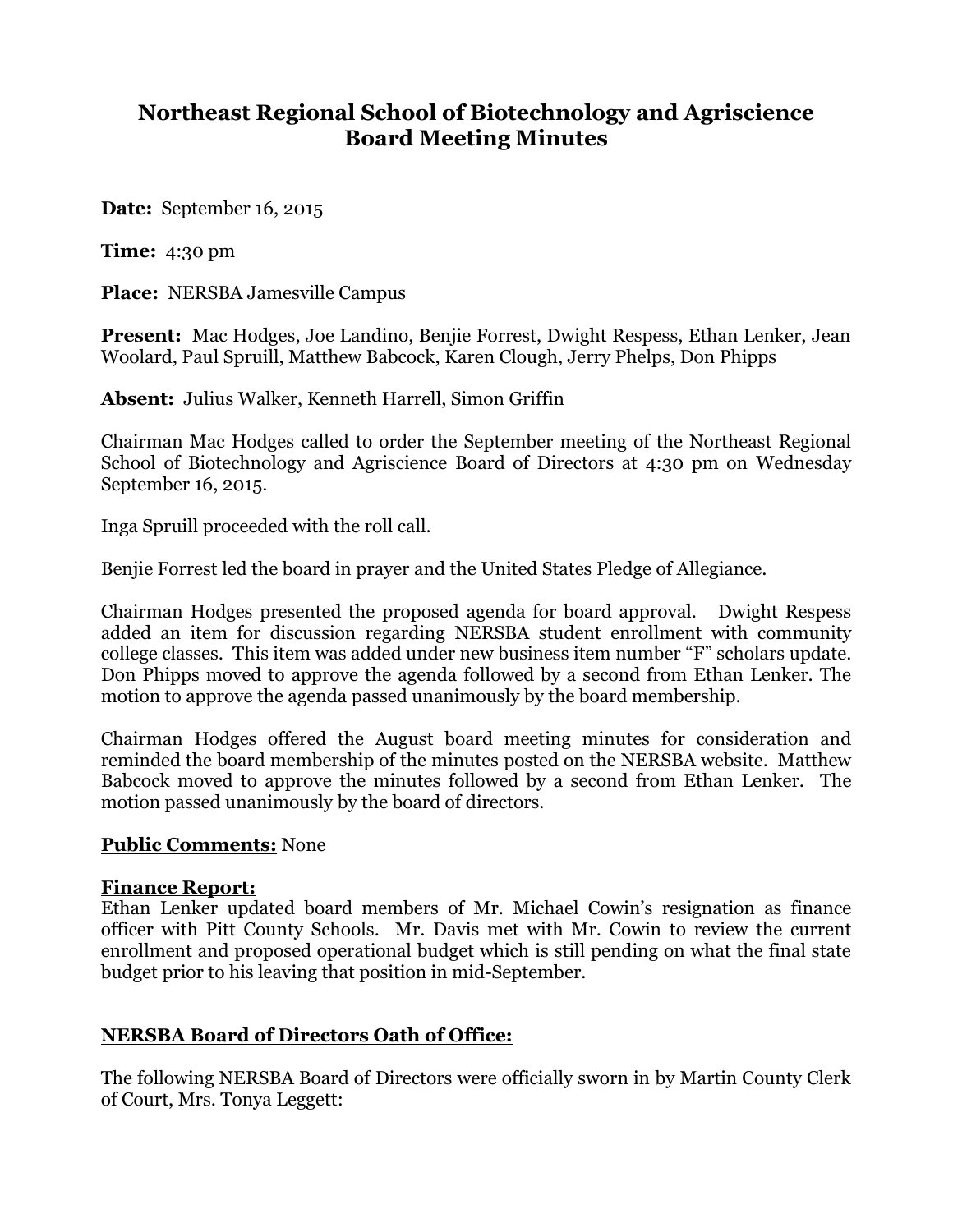# Northeast Regional School of Biotechnology and Agriscience
# Board Meeting Minutes

**Date:** September 16, 2015

**Time:** 4:30 pm

**Place:** NERSBA Jamesville Campus

**Present:** Mac Hodges, Joe Landino, Benjie Forrest, Dwight Respess, Ethan Lenker, Jean Woolard, Paul Spruill, Matthew Babcock, Karen Clough, Jerry Phelps, Don Phipps

**Absent:** Julius Walker, Kenneth Harrell, Simon Griffin

Chairman Mac Hodges called to order the September meeting of the Northeast Regional School of Biotechnology and Agriscience Board of Directors at 4:30 pm on Wednesday September 16, 2015.

Inga Spruill proceeded with the roll call.

Benjie Forrest led the board in prayer and the United States Pledge of Allegiance.

Chairman Hodges presented the proposed agenda for board approval. Dwight Respess added an item for discussion regarding NERSBA student enrollment with community college classes. This item was added under new business item number "F" scholars update. Don Phipps moved to approve the agenda followed by a second from Ethan Lenker. The motion to approve the agenda passed unanimously by the board membership.

Chairman Hodges offered the August board meeting minutes for consideration and reminded the board membership of the minutes posted on the NERSBA website. Matthew Babcock moved to approve the minutes followed by a second from Ethan Lenker. The motion passed unanimously by the board of directors.

**Public Comments:** None

**Finance Report:**

Ethan Lenker updated board members of Mr. Michael Cowin's resignation as finance officer with Pitt County Schools. Mr. Davis met with Mr. Cowin to review the current enrollment and proposed operational budget which is still pending on what the final state budget prior to his leaving that position in mid-September.

**NERSBA Board of Directors Oath of Office:**

The following NERSBA Board of Directors were officially sworn in by Martin County Clerk of Court, Mrs. Tonya Leggett: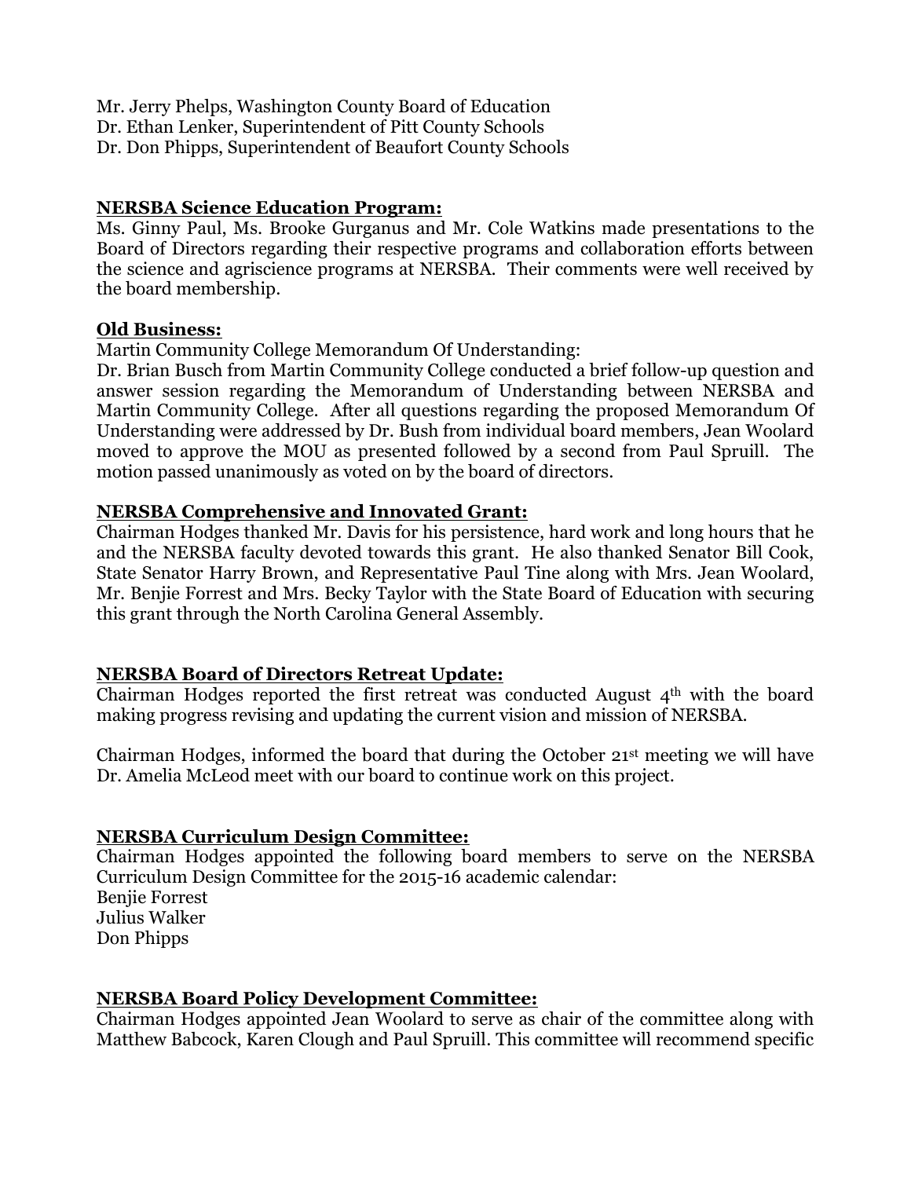Mr. Jerry Phelps, Washington County Board of Education
Dr. Ethan Lenker, Superintendent of Pitt County Schools
Dr. Don Phipps, Superintendent of Beaufort County Schools

**NERSBA Science Education Program:**

Ms. Ginny Paul, Ms. Brooke Gurganus and Mr. Cole Watkins made presentations to the Board of Directors regarding their respective programs and collaboration efforts between the science and agriscience programs at NERSBA. Their comments were well received by the board membership.

**Old Business:**

Martin Community College Memorandum Of Understanding:
Dr. Brian Busch from Martin Community College conducted a brief follow-up question and answer session regarding the Memorandum of Understanding between NERSBA and Martin Community College. After all questions regarding the proposed Memorandum Of Understanding were addressed by Dr. Bush from individual board members, Jean Woolard moved to approve the MOU as presented followed by a second from Paul Spruill. The motion passed unanimously as voted on by the board of directors.

**NERSBA Comprehensive and Innovated Grant:**

Chairman Hodges thanked Mr. Davis for his persistence, hard work and long hours that he and the NERSBA faculty devoted towards this grant. He also thanked Senator Bill Cook, State Senator Harry Brown, and Representative Paul Tine along with Mrs. Jean Woolard, Mr. Benjie Forrest and Mrs. Becky Taylor with the State Board of Education with securing this grant through the North Carolina General Assembly.

**NERSBA Board of Directors Retreat Update:**

Chairman Hodges reported the first retreat was conducted August 4th with the board making progress revising and updating the current vision and mission of NERSBA.

Chairman Hodges, informed the board that during the October 21st meeting we will have Dr. Amelia McLeod meet with our board to continue work on this project.

**NERSBA Curriculum Design Committee:**

Chairman Hodges appointed the following board members to serve on the NERSBA Curriculum Design Committee for the 2015-16 academic calendar:
Benjie Forrest
Julius Walker
Don Phipps

**NERSBA Board Policy Development Committee:**

Chairman Hodges appointed Jean Woolard to serve as chair of the committee along with Matthew Babcock, Karen Clough and Paul Spruill. This committee will recommend specific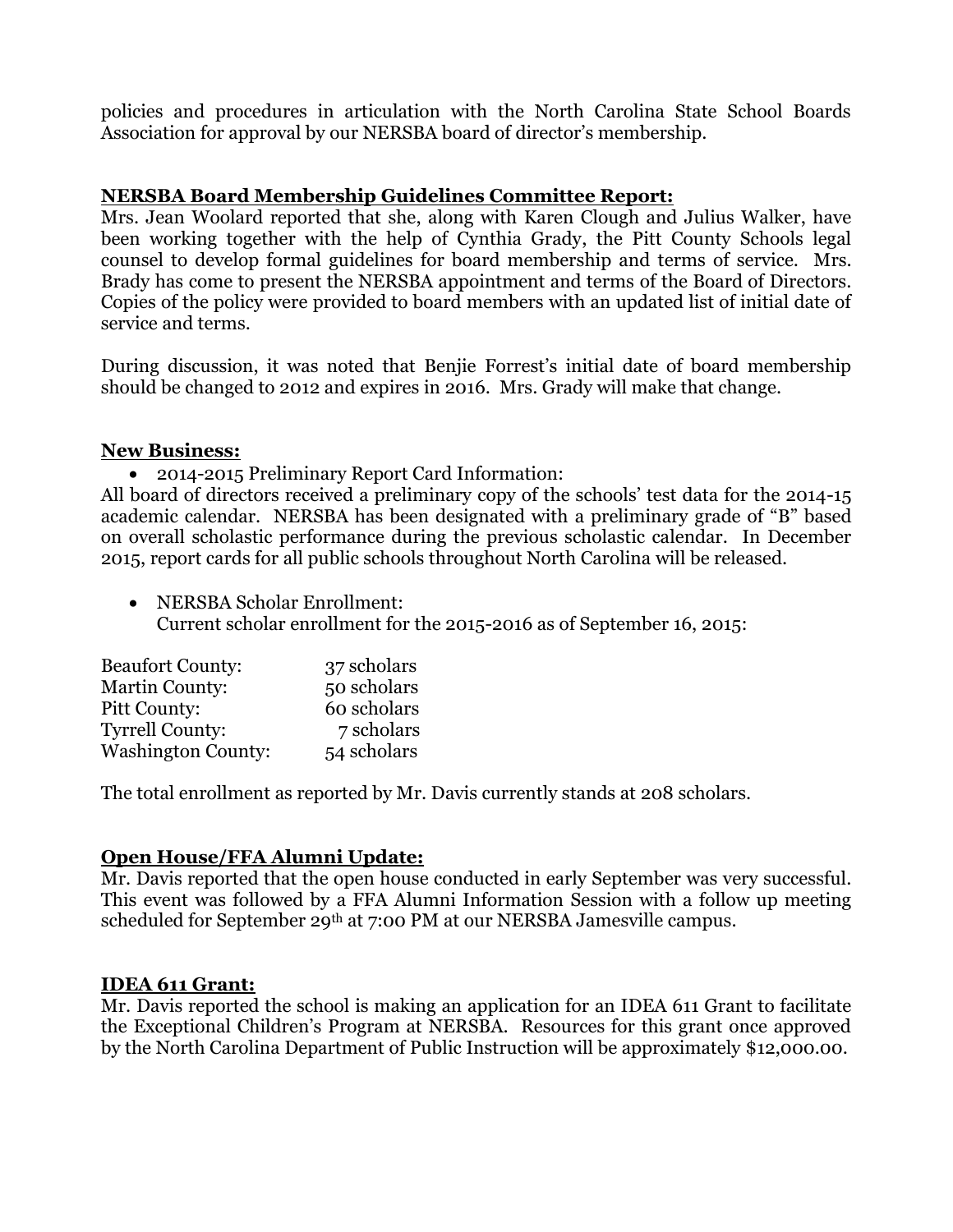policies and procedures in articulation with the North Carolina State School Boards Association for approval by our NERSBA board of director's membership.

## NERSBA Board Membership Guidelines Committee Report:

Mrs. Jean Woolard reported that she, along with Karen Clough and Julius Walker, have been working together with the help of Cynthia Grady, the Pitt County Schools legal counsel to develop formal guidelines for board membership and terms of service. Mrs. Brady has come to present the NERSBA appointment and terms of the Board of Directors. Copies of the policy were provided to board members with an updated list of initial date of service and terms.

During discussion, it was noted that Benjie Forrest's initial date of board membership should be changed to 2012 and expires in 2016. Mrs. Grady will make that change.

## New Business:

- 2014-2015 Preliminary Report Card Information:

All board of directors received a preliminary copy of the schools' test data for the 2014-15 academic calendar. NERSBA has been designated with a preliminary grade of "B" based on overall scholastic performance during the previous scholastic calendar. In December 2015, report cards for all public schools throughout North Carolina will be released.

- NERSBA Scholar Enrollment:
  Current scholar enrollment for the 2015-2016 as of September 16, 2015:

| County | Scholars |
|---|---|
| Beaufort County: | 37 scholars |
| Martin County: | 50 scholars |
| Pitt County: | 60 scholars |
| Tyrrell County: | 7 scholars |
| Washington County: | 54 scholars |

The total enrollment as reported by Mr. Davis currently stands at 208 scholars.

## Open House/FFA Alumni Update:

Mr. Davis reported that the open house conducted in early September was very successful. This event was followed by a FFA Alumni Information Session with a follow up meeting scheduled for September 29th at 7:00 PM at our NERSBA Jamesville campus.

## IDEA 611 Grant:

Mr. Davis reported the school is making an application for an IDEA 611 Grant to facilitate the Exceptional Children's Program at NERSBA. Resources for this grant once approved by the North Carolina Department of Public Instruction will be approximately $12,000.00.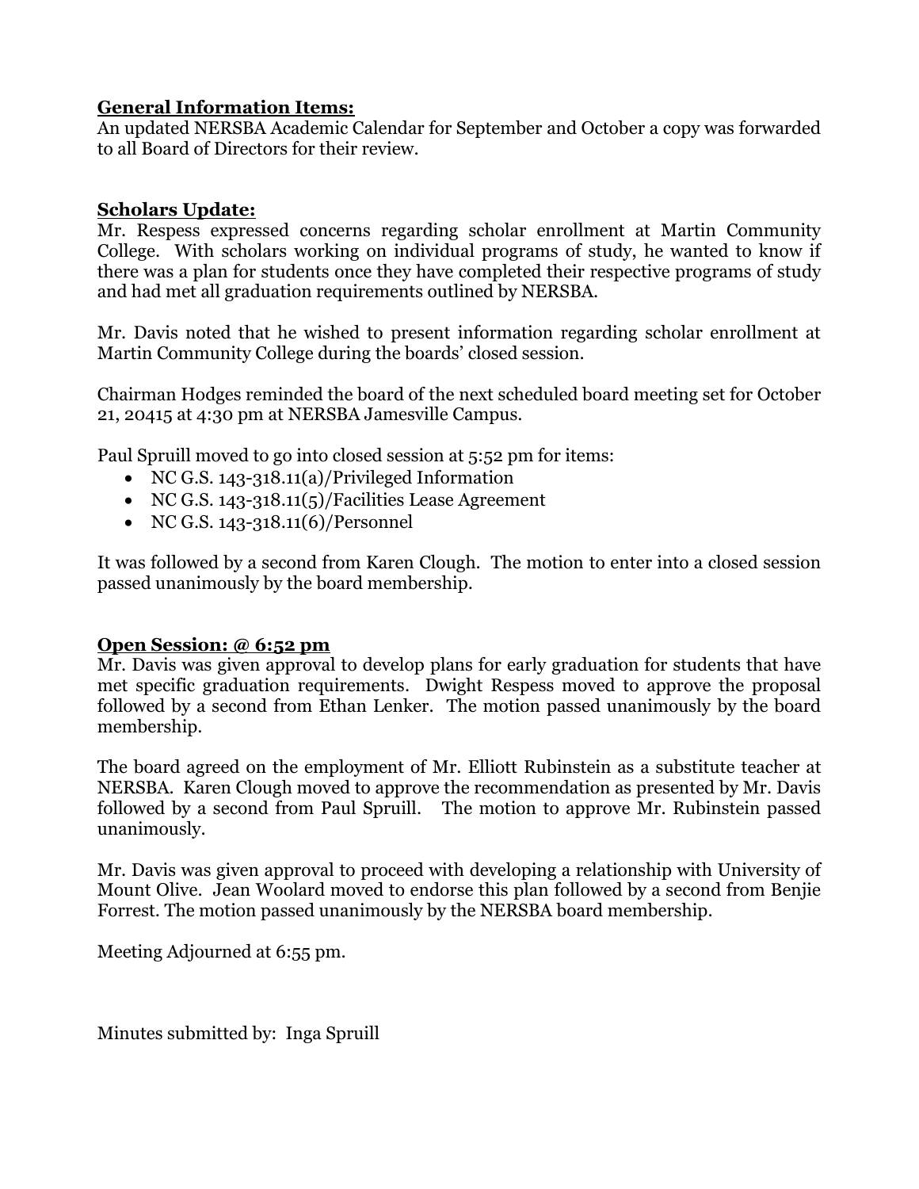**General Information Items:**
An updated NERSBA Academic Calendar for September and October a copy was forwarded to all Board of Directors for their review.

**Scholars Update:**
Mr. Respess expressed concerns regarding scholar enrollment at Martin Community College. With scholars working on individual programs of study, he wanted to know if there was a plan for students once they have completed their respective programs of study and had met all graduation requirements outlined by NERSBA.

Mr. Davis noted that he wished to present information regarding scholar enrollment at Martin Community College during the boards' closed session.

Chairman Hodges reminded the board of the next scheduled board meeting set for October 21, 20415 at 4:30 pm at NERSBA Jamesville Campus.

Paul Spruill moved to go into closed session at 5:52 pm for items:

- NC G.S. 143-318.11(a)/Privileged Information
- NC G.S. 143-318.11(5)/Facilities Lease Agreement
- NC G.S. 143-318.11(6)/Personnel

It was followed by a second from Karen Clough. The motion to enter into a closed session passed unanimously by the board membership.

**Open Session: @ 6:52 pm**
Mr. Davis was given approval to develop plans for early graduation for students that have met specific graduation requirements. Dwight Respess moved to approve the proposal followed by a second from Ethan Lenker. The motion passed unanimously by the board membership.

The board agreed on the employment of Mr. Elliott Rubinstein as a substitute teacher at NERSBA. Karen Clough moved to approve the recommendation as presented by Mr. Davis followed by a second from Paul Spruill. The motion to approve Mr. Rubinstein passed unanimously.

Mr. Davis was given approval to proceed with developing a relationship with University of Mount Olive. Jean Woolard moved to endorse this plan followed by a second from Benjie Forrest. The motion passed unanimously by the NERSBA board membership.

Meeting Adjourned at 6:55 pm.

Minutes submitted by: Inga Spruill